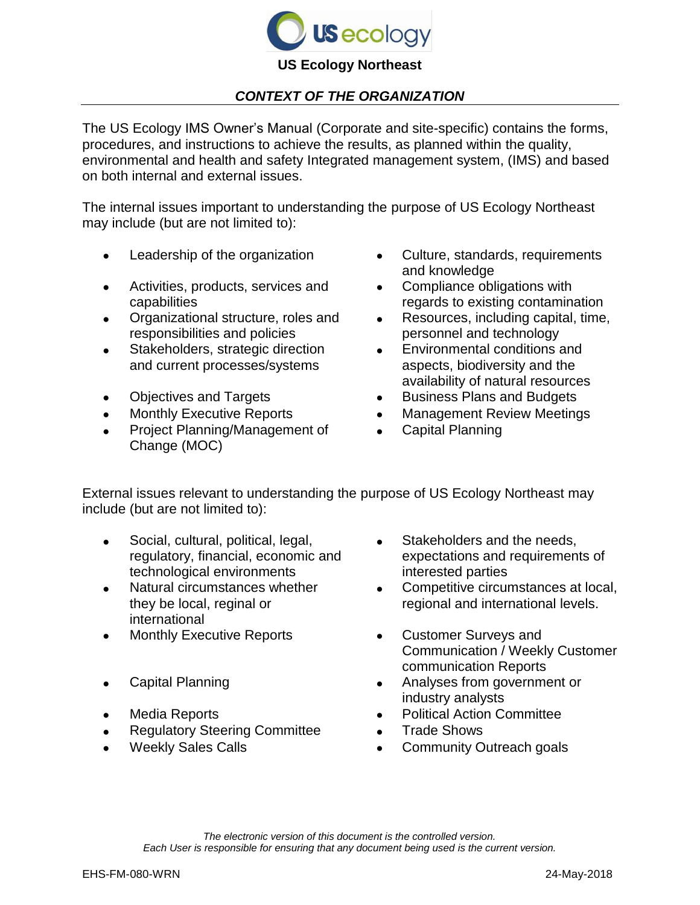# US Ecology Northeast

## *CONTEXT OF THE ORGANIZATION*

The US Ecology IMS Owner's Manual (Corporate and site-specific) contains the forms, procedures, and instructions to achieve the results, as planned within the quality, environmental and health and safety Integrated management system, (IMS) and based on both internal and external issues.

The internal issues important to understanding the purpose of US Ecology Northeast may include (but are not limited to):

- Leadership of the organization
- Activities, products, services and capabilities
- Organizational structure, roles and responsibilities and policies
- Stakeholders, strategic direction and current processes/systems
- Objectives and Targets
- Monthly Executive Reports
- Project Planning/Management of Change (MOC)
- Culture, standards, requirements and knowledge
- Compliance obligations with regards to existing contamination
- Resources, including capital, time, personnel and technology
- Environmental conditions and aspects, biodiversity and the availability of natural resources
- Business Plans and Budgets
- Management Review Meetings
- Capital Planning

External issues relevant to understanding the purpose of US Ecology Northeast may include (but are not limited to):

- Social, cultural, political, legal, regulatory, financial, economic and technological environments
- Natural circumstances whether they be local, regional or international
- Monthly Executive Reports
- Capital Planning
- Media Reports
- Regulatory Steering Committee
- Weekly Sales Calls
- Stakeholders and the needs, expectations and requirements of interested parties
- Competitive circumstances at local, regional and international levels.
- Customer Surveys and Communication / Weekly Customer communication Reports
- Analyses from government or industry analysts
- Political Action Committee
- Trade Shows
- Community Outreach goals

*The electronic version of this document is the controlled version.*
*Each User is responsible for ensuring that any document being used is the current version.*

EHS-FM-080-WRN 24-May-2018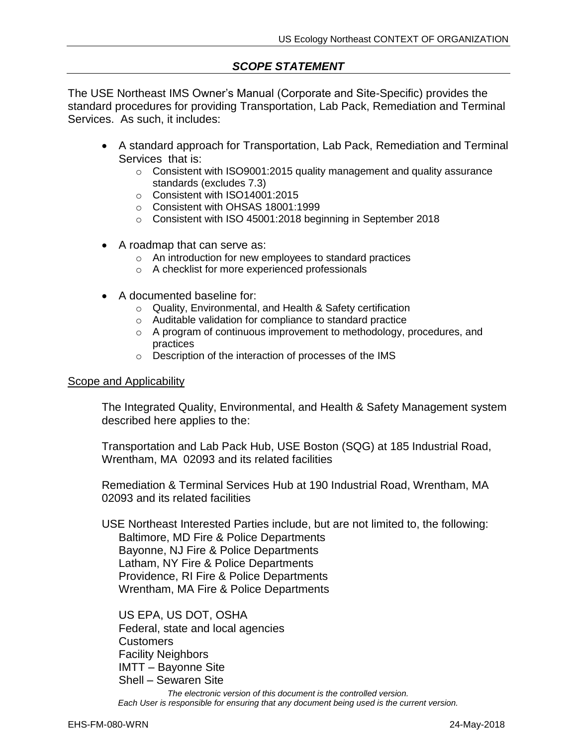## *SCOPE STATEMENT*

The USE Northeast IMS Owner's Manual (Corporate and Site-Specific) provides the standard procedures for providing Transportation, Lab Pack, Remediation and Terminal Services. As such, it includes:

- A standard approach for Transportation, Lab Pack, Remediation and Terminal Services that is:
  - Consistent with ISO9001:2015 quality management and quality assurance standards (excludes 7.3)
  - Consistent with ISO14001:2015
  - Consistent with OHSAS 18001:1999
  - Consistent with ISO 45001:2018 beginning in September 2018
- A roadmap that can serve as:
  - An introduction for new employees to standard practices
  - A checklist for more experienced professionals
- A documented baseline for:
  - Quality, Environmental, and Health & Safety certification
  - Auditable validation for compliance to standard practice
  - A program of continuous improvement to methodology, procedures, and practices
  - Description of the interaction of processes of the IMS

### Scope and Applicability

The Integrated Quality, Environmental, and Health & Safety Management system described here applies to the:

Transportation and Lab Pack Hub, USE Boston (SQG) at 185 Industrial Road, Wrentham, MA 02093 and its related facilities

Remediation & Terminal Services Hub at 190 Industrial Road, Wrentham, MA 02093 and its related facilities

USE Northeast Interested Parties include, but are not limited to, the following:

Baltimore, MD Fire & Police Departments
Bayonne, NJ Fire & Police Departments
Latham, NY Fire & Police Departments
Providence, RI Fire & Police Departments
Wrentham, MA Fire & Police Departments

US EPA, US DOT, OSHA
Federal, state and local agencies
Customers
Facility Neighbors
IMTT – Bayonne Site
Shell – Sewaren Site

*The electronic version of this document is the controlled version.*
*Each User is responsible for ensuring that any document being used is the current version.*

EHS-FM-080-WRN 24-May-2018